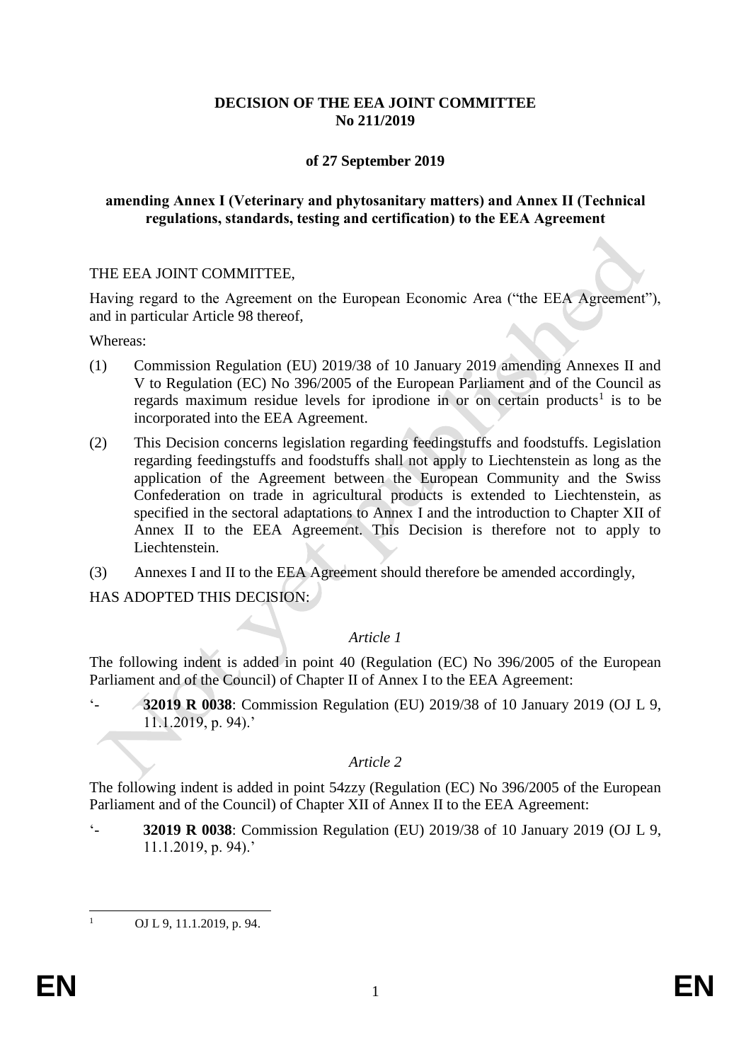**DECISION OF THE EEA JOINT COMMITTEE**
**No 211/2019**

**of 27 September 2019**

**amending Annex I (Veterinary and phytosanitary matters) and Annex II (Technical regulations, standards, testing and certification) to the EEA Agreement**

THE EEA JOINT COMMITTEE,

Having regard to the Agreement on the European Economic Area ("the EEA Agreement"), and in particular Article 98 thereof,

Whereas:

(1) Commission Regulation (EU) 2019/38 of 10 January 2019 amending Annexes II and V to Regulation (EC) No 396/2005 of the European Parliament and of the Council as regards maximum residue levels for iprodione in or on certain products[1] is to be incorporated into the EEA Agreement.

(2) This Decision concerns legislation regarding feedingstuffs and foodstuffs. Legislation regarding feedingstuffs and foodstuffs shall not apply to Liechtenstein as long as the application of the Agreement between the European Community and the Swiss Confederation on trade in agricultural products is extended to Liechtenstein, as specified in the sectoral adaptations to Annex I and the introduction to Chapter XII of Annex II to the EEA Agreement. This Decision is therefore not to apply to Liechtenstein.

(3) Annexes I and II to the EEA Agreement should therefore be amended accordingly,

HAS ADOPTED THIS DECISION:

*Article 1*

The following indent is added in point 40 (Regulation (EC) No 396/2005 of the European Parliament and of the Council) of Chapter II of Annex I to the EEA Agreement:

'- **32019 R 0038**: Commission Regulation (EU) 2019/38 of 10 January 2019 (OJ L 9, 11.1.2019, p. 94).'

*Article 2*

The following indent is added in point 54zzy (Regulation (EC) No 396/2005 of the European Parliament and of the Council) of Chapter XII of Annex II to the EEA Agreement:

'- **32019 R 0038**: Commission Regulation (EU) 2019/38 of 10 January 2019 (OJ L 9, 11.1.2019, p. 94).'

---

[1] OJ L 9, 11.1.2019, p. 94.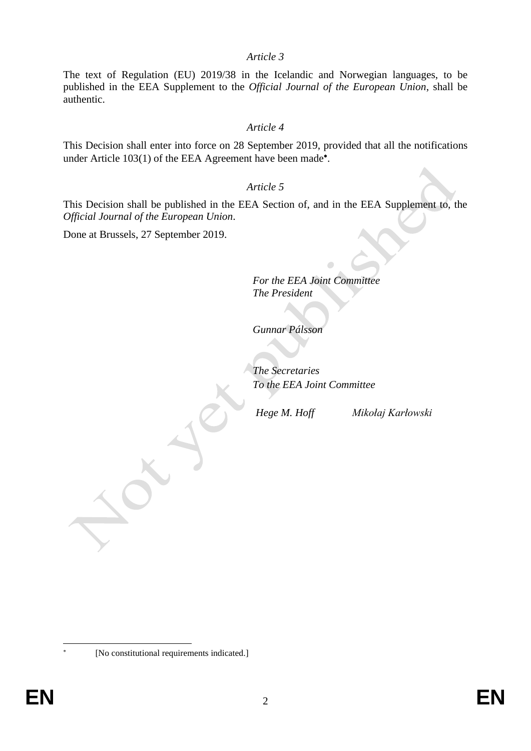*Article 3*

The text of Regulation (EU) 2019/38 in the Icelandic and Norwegian languages, to be published in the EEA Supplement to the *Official Journal of the European Union*, shall be authentic.

*Article 4*

This Decision shall enter into force on 28 September 2019, provided that all the notifications under Article 103(1) of the EEA Agreement have been made[*].

*Article 5*

This Decision shall be published in the EEA Section of, and in the EEA Supplement to, the *Official Journal of the European Union*.

Done at Brussels, 27 September 2019.

*For the EEA Joint Committee*
*The President*

*Gunnar Pálsson*

*The Secretaries*
*To the EEA Joint Committee*

*Hege M. Hoff* *Mikołaj Karłowski*

---

[*] [No constitutional requirements indicated.]